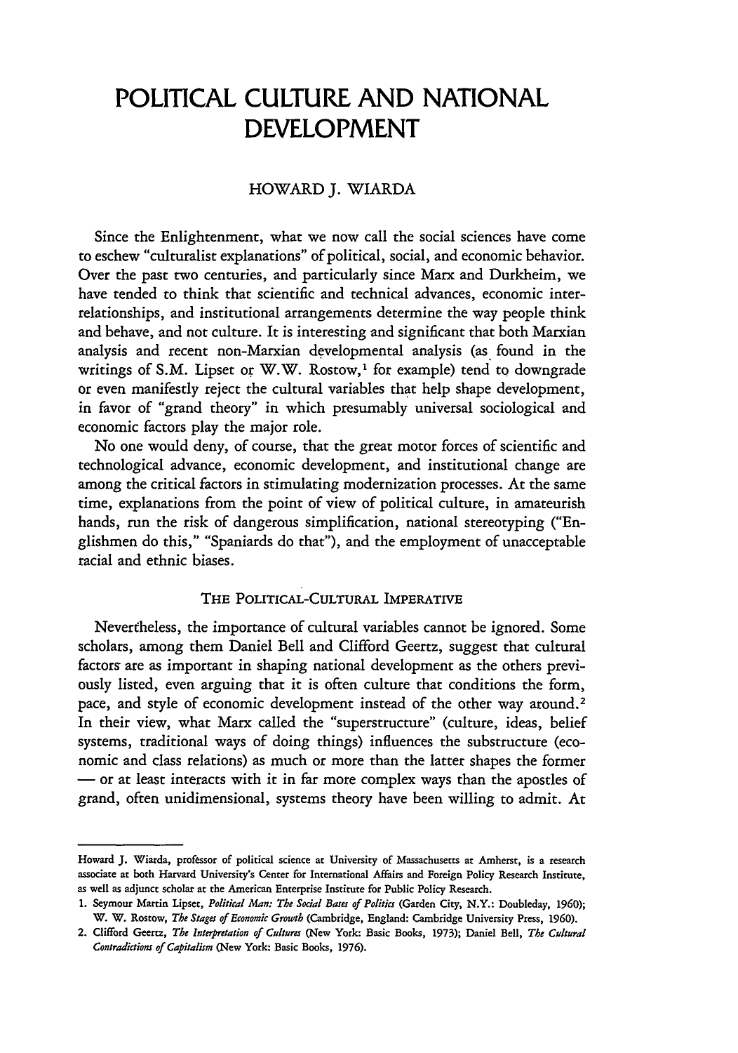# POLITICAL CULTURE AND NATIONAL DEVELOPMENT

HOWARD J. WIARDA

Since the Enlightenment, what we now call the social sciences have come to eschew "culturalist explanations" of political, social, and economic behavior. Over the past two centuries, and particularly since Marx and Durkheim, we have tended to think that scientific and technical advances, economic interrelationships, and institutional arrangements determine the way people think and behave, and not culture. It is interesting and significant that both Marxian analysis and recent non-Marxian developmental analysis (as found in the writings of S.M. Lipset or W.W. Rostow,[1] for example) tend to downgrade or even manifestly reject the cultural variables that help shape development, in favor of "grand theory" in which presumably universal sociological and economic factors play the major role.

No one would deny, of course, that the great motor forces of scientific and technological advance, economic development, and institutional change are among the critical factors in stimulating modernization processes. At the same time, explanations from the point of view of political culture, in amateurish hands, run the risk of dangerous simplification, national stereotyping ("Englishmen do this," "Spaniards do that"), and the employment of unacceptable racial and ethnic biases.

## THE POLITICAL-CULTURAL IMPERATIVE

Nevertheless, the importance of cultural variables cannot be ignored. Some scholars, among them Daniel Bell and Clifford Geertz, suggest that cultural factors are as important in shaping national development as the others previously listed, even arguing that it is often culture that conditions the form, pace, and style of economic development instead of the other way around.[2] In their view, what Marx called the "superstructure" (culture, ideas, belief systems, traditional ways of doing things) influences the substructure (economic and class relations) as much or more than the latter shapes the former — or at least interacts with it in far more complex ways than the apostles of grand, often unidimensional, systems theory have been willing to admit. At

---

Howard J. Wiarda, professor of political science at University of Massachusetts at Amherst, is a research associate at both Harvard University's Center for International Affairs and Foreign Policy Research Institute, as well as adjunct scholar at the American Enterprise Institute for Public Policy Research.

1. Seymour Martin Lipset, *Political Man: The Social Bases of Politics* (Garden City, N.Y.: Doubleday, 1960); W. W. Rostow, *The Stages of Economic Growth* (Cambridge, England: Cambridge University Press, 1960).
2. Clifford Geertz, *The Interpretation of Cultures* (New York: Basic Books, 1973); Daniel Bell, *The Cultural Contradictions of Capitalism* (New York: Basic Books, 1976).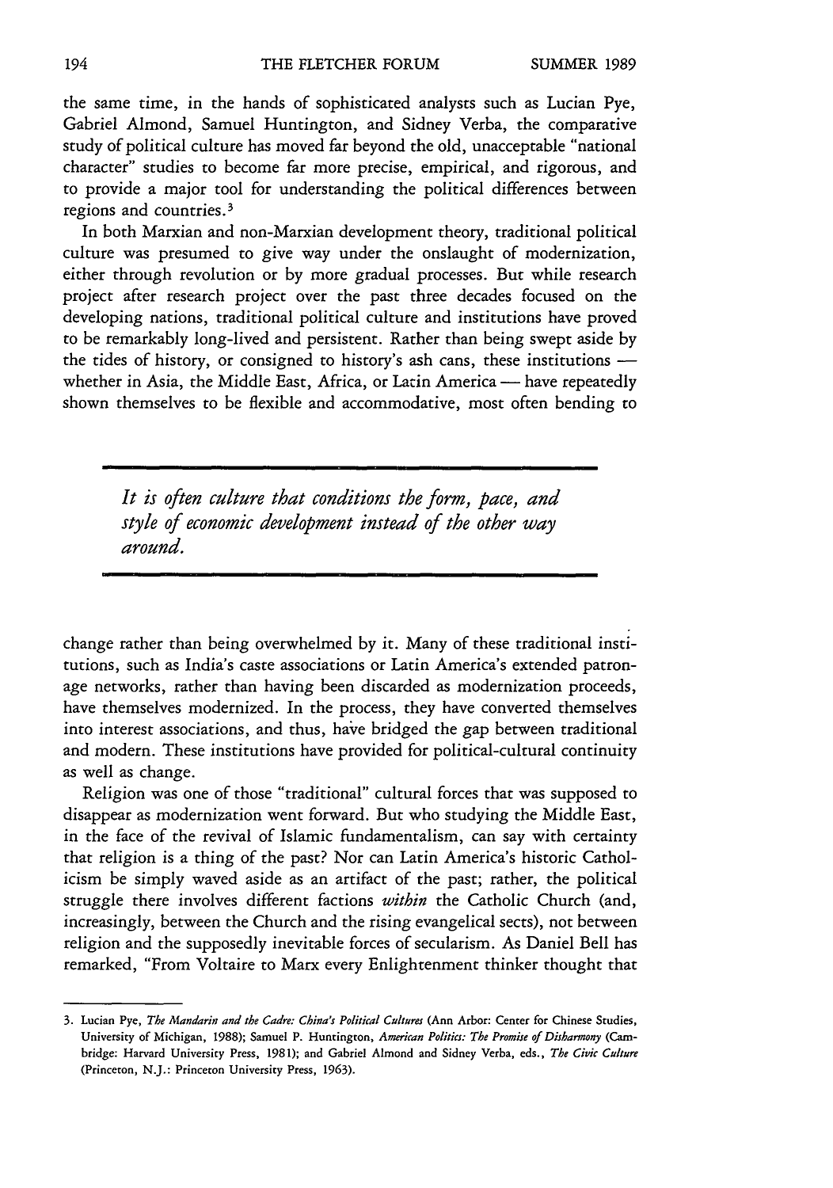the same time, in the hands of sophisticated analysts such as Lucian Pye, Gabriel Almond, Samuel Huntington, and Sidney Verba, the comparative study of political culture has moved far beyond the old, unacceptable "national character" studies to become far more precise, empirical, and rigorous, and to provide a major tool for understanding the political differences between regions and countries.[3]

In both Marxian and non-Marxian development theory, traditional political culture was presumed to give way under the onslaught of modernization, either through revolution or by more gradual processes. But while research project after research project over the past three decades focused on the developing nations, traditional political culture and institutions have proved to be remarkably long-lived and persistent. Rather than being swept aside by the tides of history, or consigned to history's ash cans, these institutions — whether in Asia, the Middle East, Africa, or Latin America — have repeatedly shown themselves to be flexible and accommodative, most often bending to change rather than being overwhelmed by it. Many of these traditional institutions, such as India's caste associations or Latin America's extended patronage networks, rather than having been discarded as modernization proceeds, have themselves modernized. In the process, they have converted themselves into interest associations, and thus, have bridged the gap between traditional and modern. These institutions have provided for political-cultural continuity as well as change.

> *It is often culture that conditions the form, pace, and style of economic development instead of the other way around.*

Religion was one of those "traditional" cultural forces that was supposed to disappear as modernization went forward. But who studying the Middle East, in the face of the revival of Islamic fundamentalism, can say with certainty that religion is a thing of the past? Nor can Latin America's historic Catholicism be simply waved aside as an artifact of the past; rather, the political struggle there involves different factions *within* the Catholic Church (and, increasingly, between the Church and the rising evangelical sects), not between religion and the supposedly inevitable forces of secularism. As Daniel Bell has remarked, "From Voltaire to Marx every Enlightenment thinker thought that

---

3. Lucian Pye, *The Mandarin and the Cadre: China's Political Cultures* (Ann Arbor: Center for Chinese Studies, University of Michigan, 1988); Samuel P. Huntington, *American Politics: The Promise of Disharmony* (Cambridge: Harvard University Press, 1981); and Gabriel Almond and Sidney Verba, eds., *The Civic Culture* (Princeton, N.J.: Princeton University Press, 1963).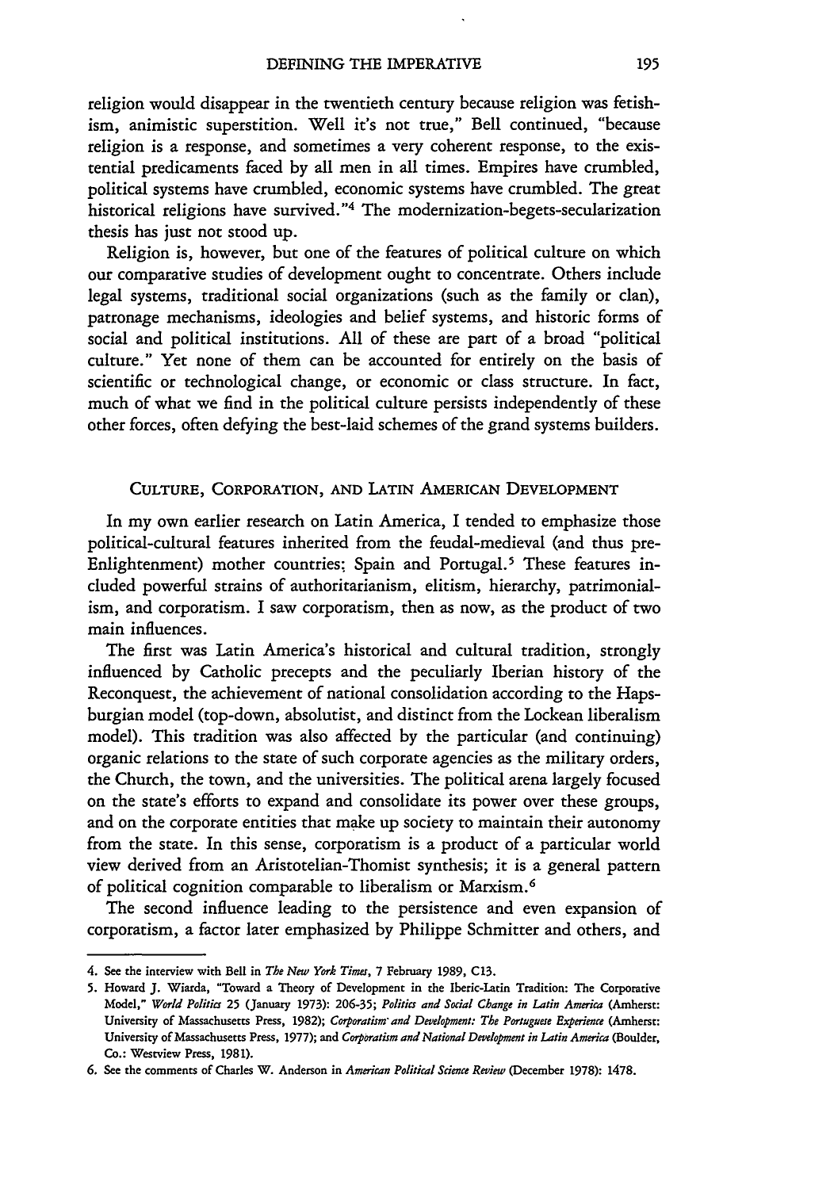religion would disappear in the twentieth century because religion was fetishism, animistic superstition. Well it's not true," Bell continued, "because religion is a response, and sometimes a very coherent response, to the existential predicaments faced by all men in all times. Empires have crumbled, political systems have crumbled, economic systems have crumbled. The great historical religions have survived."[4] The modernization-begets-secularization thesis has just not stood up.

Religion is, however, but one of the features of political culture on which our comparative studies of development ought to concentrate. Others include legal systems, traditional social organizations (such as the family or clan), patronage mechanisms, ideologies and belief systems, and historic forms of social and political institutions. All of these are part of a broad "political culture." Yet none of them can be accounted for entirely on the basis of scientific or technological change, or economic or class structure. In fact, much of what we find in the political culture persists independently of these other forces, often defying the best-laid schemes of the grand systems builders.

## Culture, Corporation, and Latin American Development

In my own earlier research on Latin America, I tended to emphasize those political-cultural features inherited from the feudal-medieval (and thus pre-Enlightenment) mother countries; Spain and Portugal.[5] These features included powerful strains of authoritarianism, elitism, hierarchy, patrimonialism, and corporatism. I saw corporatism, then as now, as the product of two main influences.

The first was Latin America's historical and cultural tradition, strongly influenced by Catholic precepts and the peculiarly Iberian history of the Reconquest, the achievement of national consolidation according to the Hapsburgian model (top-down, absolutist, and distinct from the Lockean liberalism model). This tradition was also affected by the particular (and continuing) organic relations to the state of such corporate agencies as the military orders, the Church, the town, and the universities. The political arena largely focused on the state's efforts to expand and consolidate its power over these groups, and on the corporate entities that make up society to maintain their autonomy from the state. In this sense, corporatism is a product of a particular world view derived from an Aristotelian-Thomist synthesis; it is a general pattern of political cognition comparable to liberalism or Marxism.[6]

The second influence leading to the persistence and even expansion of corporatism, a factor later emphasized by Philippe Schmitter and others, and

---

4. See the interview with Bell in *The New York Times*, 7 February 1989, C13.

5. Howard J. Wiarda, "Toward a Theory of Development in the Iberic-Latin Tradition: The Corporative Model," *World Politics* 25 (January 1973): 206-35; *Politics and Social Change in Latin America* (Amherst: University of Massachusetts Press, 1982); *Corporatism and Development: The Portuguese Experience* (Amherst: University of Massachusetts Press, 1977); and *Corporatism and National Development in Latin America* (Boulder, Co.: Westview Press, 1981).

6. See the comments of Charles W. Anderson in *American Political Science Review* (December 1978): 1478.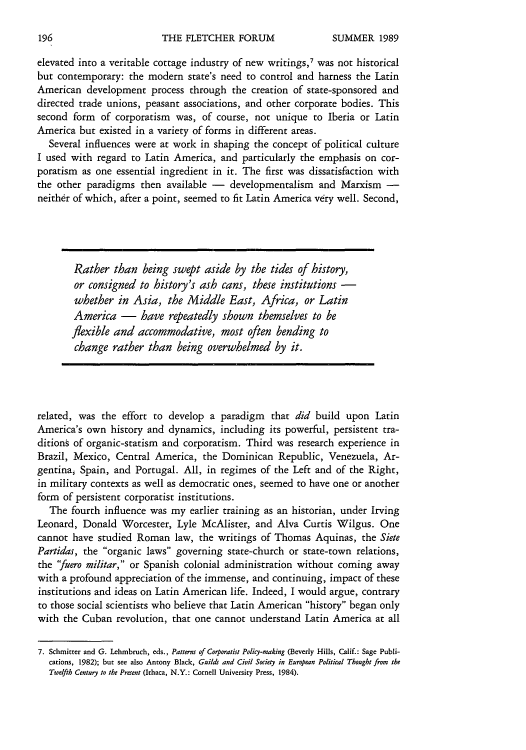elevated into a veritable cottage industry of new writings,[7] was not historical but contemporary: the modern state's need to control and harness the Latin American development process through the creation of state-sponsored and directed trade unions, peasant associations, and other corporate bodies. This second form of corporatism was, of course, not unique to Iberia or Latin America but existed in a variety of forms in different areas.

Several influences were at work in shaping the concept of political culture I used with regard to Latin America, and particularly the emphasis on corporatism as one essential ingredient in it. The first was dissatisfaction with the other paradigms then available — developmentalism and Marxism — neither of which, after a point, seemed to fit Latin America very well. Second,

> *Rather than being swept aside by the tides of history, or consigned to history's ash cans, these institutions — whether in Asia, the Middle East, Africa, or Latin America — have repeatedly shown themselves to be flexible and accommodative, most often bending to change rather than being overwhelmed by it.*

related, was the effort to develop a paradigm that *did* build upon Latin America's own history and dynamics, including its powerful, persistent traditions of organic-statism and corporatism. Third was research experience in Brazil, Mexico, Central America, the Dominican Republic, Venezuela, Argentina, Spain, and Portugal. All, in regimes of the Left and of the Right, in military contexts as well as democratic ones, seemed to have one or another form of persistent corporatist institutions.

The fourth influence was my earlier training as an historian, under Irving Leonard, Donald Worcester, Lyle McAlister, and Alva Curtis Wilgus. One cannot have studied Roman law, the writings of Thomas Aquinas, the *Siete Partidas*, the "organic laws" governing state-church or state-town relations, the *"fuero militar,"* or Spanish colonial administration without coming away with a profound appreciation of the immense, and continuing, impact of these institutions and ideas on Latin American life. Indeed, I would argue, contrary to those social scientists who believe that Latin American "history" began only with the Cuban revolution, that one cannot understand Latin America at all

7. Schmitter and G. Lehmbruch, eds., *Patterns of Corporatist Policy-making* (Beverly Hills, Calif.: Sage Publications, 1982); but see also Antony Black, *Guilds and Civil Society in European Political Thought from the Twelfth Century to the Present* (Ithaca, N.Y.: Cornell University Press, 1984).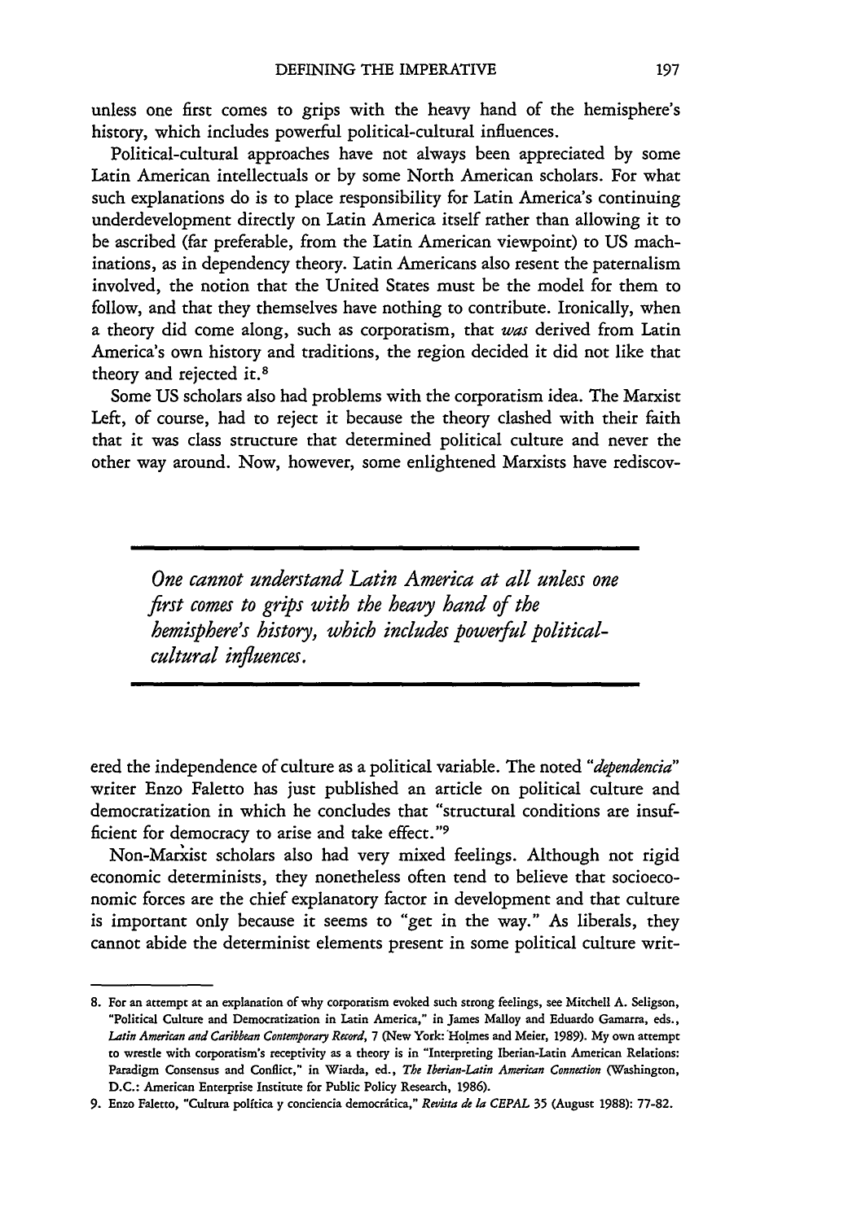unless one first comes to grips with the heavy hand of the hemisphere's history, which includes powerful political-cultural influences.

Political-cultural approaches have not always been appreciated by some Latin American intellectuals or by some North American scholars. For what such explanations do is to place responsibility for Latin America's continuing underdevelopment directly on Latin America itself rather than allowing it to be ascribed (far preferable, from the Latin American viewpoint) to US machinations, as in dependency theory. Latin Americans also resent the paternalism involved, the notion that the United States must be the model for them to follow, and that they themselves have nothing to contribute. Ironically, when a theory did come along, such as corporatism, that *was* derived from Latin America's own history and traditions, the region decided it did not like that theory and rejected it.[8]

Some US scholars also had problems with the corporatism idea. The Marxist Left, of course, had to reject it because the theory clashed with their faith that it was class structure that determined political culture and never the other way around. Now, however, some enlightened Marxists have rediscovered the independence of culture as a political variable. The noted *"dependencia"* writer Enzo Faletto has just published an article on political culture and democratization in which he concludes that "structural conditions are insufficient for democracy to arise and take effect."[9]

> *One cannot understand Latin America at all unless one first comes to grips with the heavy hand of the hemisphere's history, which includes powerful political-cultural influences.*

Non-Marxist scholars also had very mixed feelings. Although not rigid economic determinists, they nonetheless often tend to believe that socioeconomic forces are the chief explanatory factor in development and that culture is important only because it seems to "get in the way." As liberals, they cannot abide the determinist elements present in some political culture writ-

---

8. For an attempt at an explanation of why corporatism evoked such strong feelings, see Mitchell A. Seligson, "Political Culture and Democratization in Latin America," in James Malloy and Eduardo Gamarra, eds., *Latin American and Caribbean Contemporary Record*, 7 (New York: Holmes and Meier, 1989). My own attempt to wrestle with corporatism's receptivity as a theory is in "Interpreting Iberian-Latin American Relations: Paradigm Consensus and Conflict," in Wiarda, ed., *The Iberian-Latin American Connection* (Washington, D.C.: American Enterprise Institute for Public Policy Research, 1986).

9. Enzo Faletto, "Cultura política y conciencia democrática," *Revista de la CEPAL* 35 (August 1988): 77-82.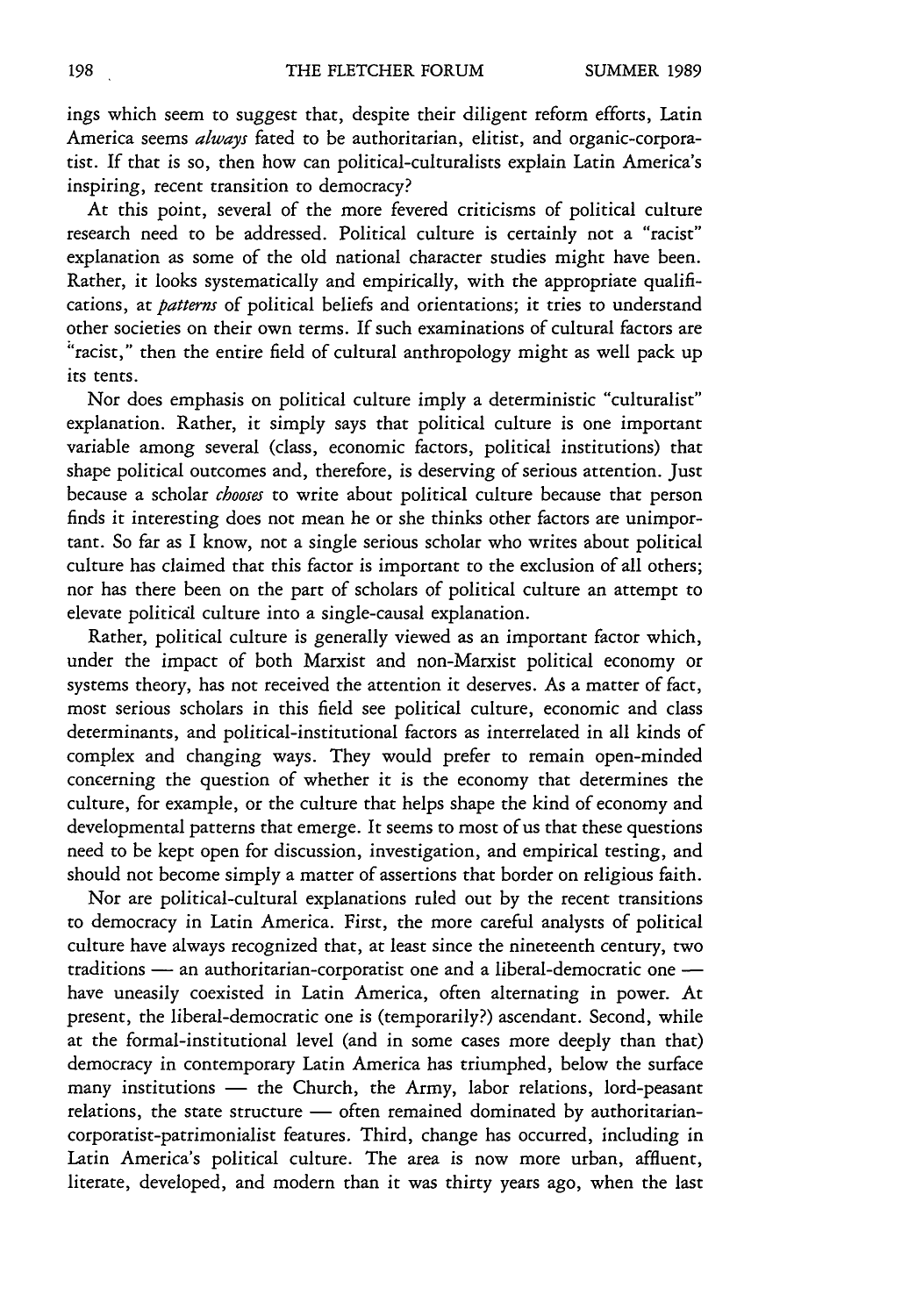ings which seem to suggest that, despite their diligent reform efforts, Latin America seems *always* fated to be authoritarian, elitist, and organic-corporatist. If that is so, then how can political-culturalists explain Latin America's inspiring, recent transition to democracy?

At this point, several of the more fevered criticisms of political culture research need to be addressed. Political culture is certainly not a "racist" explanation as some of the old national character studies might have been. Rather, it looks systematically and empirically, with the appropriate qualifications, at *patterns* of political beliefs and orientations; it tries to understand other societies on their own terms. If such examinations of cultural factors are "racist," then the entire field of cultural anthropology might as well pack up its tents.

Nor does emphasis on political culture imply a deterministic "culturalist" explanation. Rather, it simply says that political culture is one important variable among several (class, economic factors, political institutions) that shape political outcomes and, therefore, is deserving of serious attention. Just because a scholar *chooses* to write about political culture because that person finds it interesting does not mean he or she thinks other factors are unimportant. So far as I know, not a single serious scholar who writes about political culture has claimed that this factor is important to the exclusion of all others; nor has there been on the part of scholars of political culture an attempt to elevate political culture into a single-causal explanation.

Rather, political culture is generally viewed as an important factor which, under the impact of both Marxist and non-Marxist political economy or systems theory, has not received the attention it deserves. As a matter of fact, most serious scholars in this field see political culture, economic and class determinants, and political-institutional factors as interrelated in all kinds of complex and changing ways. They would prefer to remain open-minded concerning the question of whether it is the economy that determines the culture, for example, or the culture that helps shape the kind of economy and developmental patterns that emerge. It seems to most of us that these questions need to be kept open for discussion, investigation, and empirical testing, and should not become simply a matter of assertions that border on religious faith.

Nor are political-cultural explanations ruled out by the recent transitions to democracy in Latin America. First, the more careful analysts of political culture have always recognized that, at least since the nineteenth century, two traditions — an authoritarian-corporatist one and a liberal-democratic one — have uneasily coexisted in Latin America, often alternating in power. At present, the liberal-democratic one is (temporarily?) ascendant. Second, while at the formal-institutional level (and in some cases more deeply than that) democracy in contemporary Latin America has triumphed, below the surface many institutions — the Church, the Army, labor relations, lord-peasant relations, the state structure — often remained dominated by authoritarian-corporatist-patrimonialist features. Third, change has occurred, including in Latin America's political culture. The area is now more urban, affluent, literate, developed, and modern than it was thirty years ago, when the last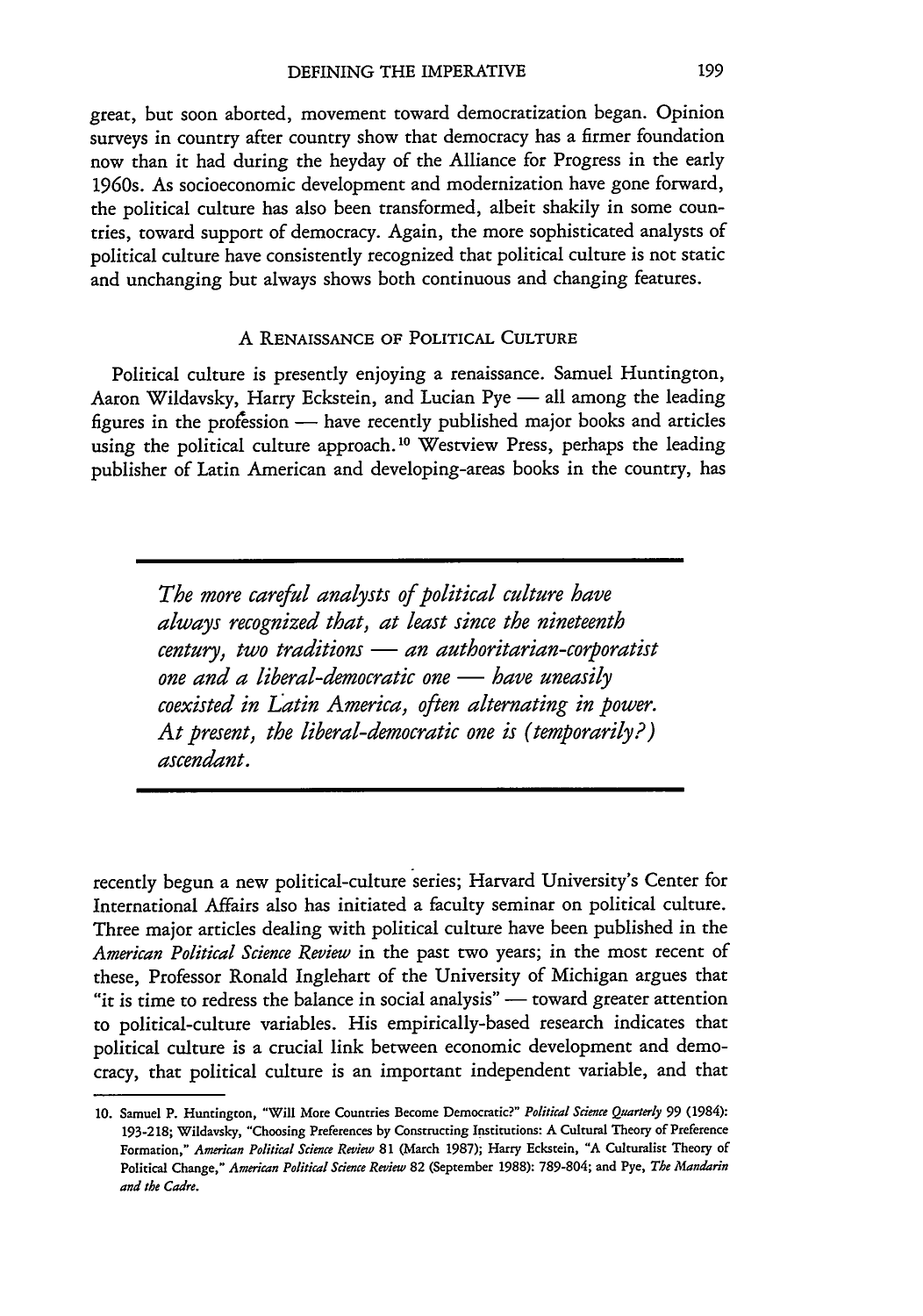great, but soon aborted, movement toward democratization began. Opinion surveys in country after country show that democracy has a firmer foundation now than it had during the heyday of the Alliance for Progress in the early 1960s. As socioeconomic development and modernization have gone forward, the political culture has also been transformed, albeit shakily in some countries, toward support of democracy. Again, the more sophisticated analysts of political culture have consistently recognized that political culture is not static and unchanging but always shows both continuous and changing features.

## A Renaissance of Political Culture

Political culture is presently enjoying a renaissance. Samuel Huntington, Aaron Wildavsky, Harry Eckstein, and Lucian Pye — all among the leading figures in the profession — have recently published major books and articles using the political culture approach.[10] Westview Press, perhaps the leading publisher of Latin American and developing-areas books in the country, has recently begun a new political-culture series; Harvard University's Center for International Affairs also has initiated a faculty seminar on political culture. Three major articles dealing with political culture have been published in the *American Political Science Review* in the past two years; in the most recent of these, Professor Ronald Inglehart of the University of Michigan argues that "it is time to redress the balance in social analysis" — toward greater attention to political-culture variables. His empirically-based research indicates that political culture is a crucial link between economic development and democracy, that political culture is an important independent variable, and that

> *The more careful analysts of political culture have always recognized that, at least since the nineteenth century, two traditions — an authoritarian-corporatist one and a liberal-democratic one — have uneasily coexisted in Latin America, often alternating in power. At present, the liberal-democratic one is (temporarily?) ascendant.*

---

10. Samuel P. Huntington, "Will More Countries Become Democratic?" *Political Science Quarterly* 99 (1984): 193-218; Wildavsky, "Choosing Preferences by Constructing Institutions: A Cultural Theory of Preference Formation," *American Political Science Review* 81 (March 1987); Harry Eckstein, "A Culturalist Theory of Political Change," *American Political Science Review* 82 (September 1988): 789-804; and Pye, *The Mandarin and the Cadre*.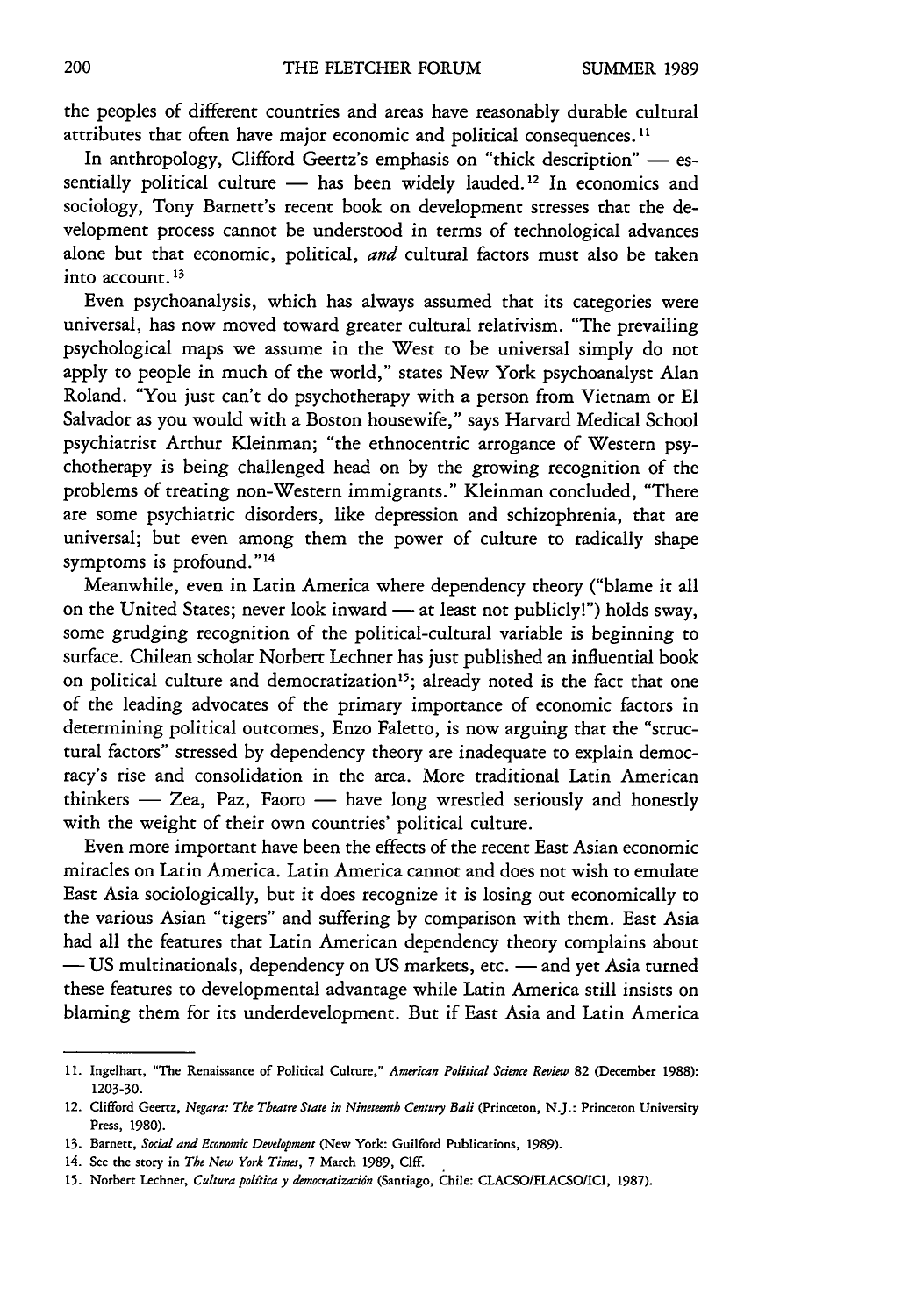the peoples of different countries and areas have reasonably durable cultural attributes that often have major economic and political consequences.[11]

In anthropology, Clifford Geertz's emphasis on "thick description" — essentially political culture — has been widely lauded.[12] In economics and sociology, Tony Barnett's recent book on development stresses that the development process cannot be understood in terms of technological advances alone but that economic, political, *and* cultural factors must also be taken into account.[13]

Even psychoanalysis, which has always assumed that its categories were universal, has now moved toward greater cultural relativism. "The prevailing psychological maps we assume in the West to be universal simply do not apply to people in much of the world," states New York psychoanalyst Alan Roland. "You just can't do psychotherapy with a person from Vietnam or El Salvador as you would with a Boston housewife," says Harvard Medical School psychiatrist Arthur Kleinman; "the ethnocentric arrogance of Western psychotherapy is being challenged head on by the growing recognition of the problems of treating non-Western immigrants." Kleinman concluded, "There are some psychiatric disorders, like depression and schizophrenia, that are universal; but even among them the power of culture to radically shape symptoms is profound."[14]

Meanwhile, even in Latin America where dependency theory ("blame it all on the United States; never look inward — at least not publicly!") holds sway, some grudging recognition of the political-cultural variable is beginning to surface. Chilean scholar Norbert Lechner has just published an influential book on political culture and democratization[15]; already noted is the fact that one of the leading advocates of the primary importance of economic factors in determining political outcomes, Enzo Faletto, is now arguing that the "structural factors" stressed by dependency theory are inadequate to explain democracy's rise and consolidation in the area. More traditional Latin American thinkers — Zea, Paz, Faoro — have long wrestled seriously and honestly with the weight of their own countries' political culture.

Even more important have been the effects of the recent East Asian economic miracles on Latin America. Latin America cannot and does not wish to emulate East Asia sociologically, but it does recognize it is losing out economically to the various Asian "tigers" and suffering by comparison with them. East Asia had all the features that Latin American dependency theory complains about — US multinationals, dependency on US markets, etc. — and yet Asia turned these features to developmental advantage while Latin America still insists on blaming them for its underdevelopment. But if East Asia and Latin America

---

11. Ingelhart, "The Renaissance of Political Culture," *American Political Science Review* 82 (December 1988): 1203-30.
12. Clifford Geertz, *Negara: The Theatre State in Nineteenth Century Bali* (Princeton, N.J.: Princeton University Press, 1980).
13. Barnett, *Social and Economic Development* (New York: Guilford Publications, 1989).
14. See the story in *The New York Times*, 7 March 1989, Clff.
15. Norbert Lechner, *Cultura política y democratización* (Santiago, Chile: CLACSO/FLACSO/ICI, 1987).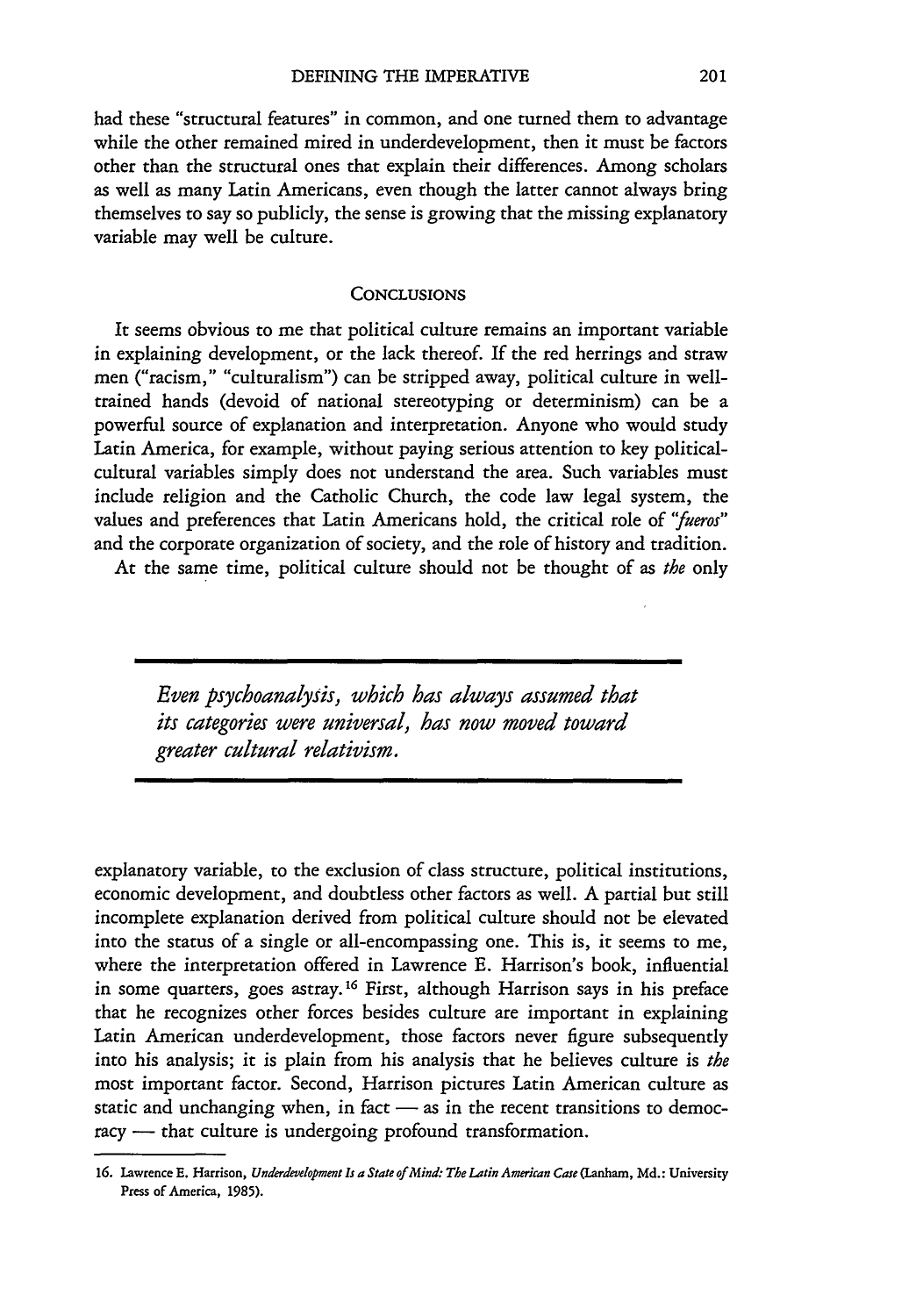had these "structural features" in common, and one turned them to advantage while the other remained mired in underdevelopment, then it must be factors other than the structural ones that explain their differences. Among scholars as well as many Latin Americans, even though the latter cannot always bring themselves to say so publicly, the sense is growing that the missing explanatory variable may well be culture.

## Conclusions

It seems obvious to me that political culture remains an important variable in explaining development, or the lack thereof. If the red herrings and straw men ("racism," "culturalism") can be stripped away, political culture in well-trained hands (devoid of national stereotyping or determinism) can be a powerful source of explanation and interpretation. Anyone who would study Latin America, for example, without paying serious attention to key political-cultural variables simply does not understand the area. Such variables must include religion and the Catholic Church, the code law legal system, the values and preferences that Latin Americans hold, the critical role of *"fueros"* and the corporate organization of society, and the role of history and tradition.

At the same time, political culture should not be thought of as *the* only explanatory variable, to the exclusion of class structure, political institutions, economic development, and doubtless other factors as well. A partial but still incomplete explanation derived from political culture should not be elevated into the status of a single or all-encompassing one. This is, it seems to me, where the interpretation offered in Lawrence E. Harrison's book, influential in some quarters, goes astray.[16] First, although Harrison says in his preface that he recognizes other forces besides culture are important in explaining Latin American underdevelopment, those factors never figure subsequently into his analysis; it is plain from his analysis that he believes culture is *the* most important factor. Second, Harrison pictures Latin American culture as static and unchanging when, in fact — as in the recent transitions to democracy — that culture is undergoing profound transformation.

> *Even psychoanalysis, which has always assumed that its categories were universal, has now moved toward greater cultural relativism.*

16. Lawrence E. Harrison, *Underdevelopment Is a State of Mind: The Latin American Case* (Lanham, Md.: University Press of America, 1985).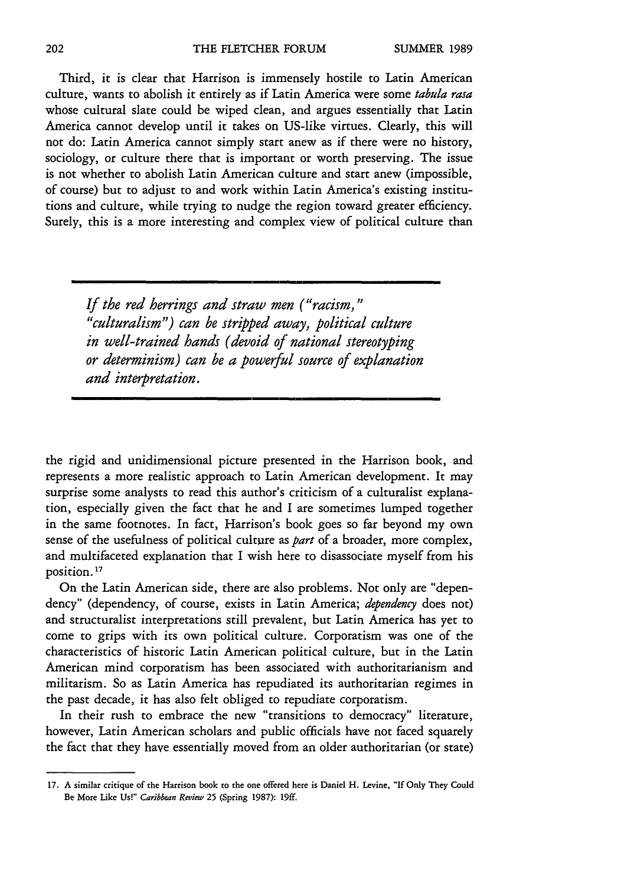Third, it is clear that Harrison is immensely hostile to Latin American culture, wants to abolish it entirely as if Latin America were some *tabula rasa* whose cultural slate could be wiped clean, and argues essentially that Latin America cannot develop until it takes on US-like virtues. Clearly, this will not do: Latin America cannot simply start anew as if there were no history, sociology, or culture there that is important or worth preserving. The issue is not whether to abolish Latin American culture and start anew (impossible, of course) but to adjust to and work within Latin America's existing institutions and culture, while trying to nudge the region toward greater efficiency. Surely, this is a more interesting and complex view of political culture than the rigid and unidimensional picture presented in the Harrison book, and represents a more realistic approach to Latin American development. It may surprise some analysts to read this author's criticism of a culturalist explanation, especially given the fact that he and I are sometimes lumped together in the same footnotes. In fact, Harrison's book goes so far beyond my own sense of the usefulness of political culture as *part* of a broader, more complex, and multifaceted explanation that I wish here to disassociate myself from his position.[17]

> *If the red herrings and straw men ("racism," "culturalism") can be stripped away, political culture in well-trained hands (devoid of national stereotyping or determinism) can be a powerful source of explanation and interpretation.*

On the Latin American side, there are also problems. Not only are "dependency" (dependency, of course, exists in Latin America; *dependency* does not) and structuralist interpretations still prevalent, but Latin America has yet to come to grips with its own political culture. Corporatism was one of the characteristics of historic Latin American political culture, but in the Latin American mind corporatism has been associated with authoritarianism and militarism. So as Latin America has repudiated its authoritarian regimes in the past decade, it has also felt obliged to repudiate corporatism.

In their rush to embrace the new "transitions to democracy" literature, however, Latin American scholars and public officials have not faced squarely the fact that they have essentially moved from an older authoritarian (or state)

17. A similar critique of the Harrison book to the one offered here is Daniel H. Levine, "If Only They Could Be More Like Us!" *Caribbean Review* 25 (Spring 1987): 19ff.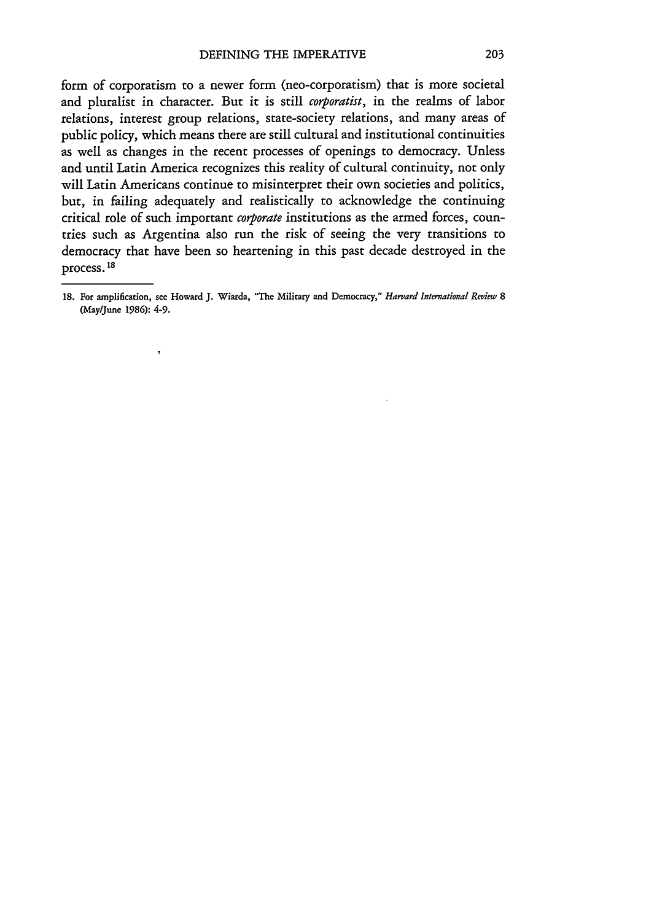form of corporatism to a newer form (neo-corporatism) that is more societal and pluralist in character. But it is still *corporatist*, in the realms of labor relations, interest group relations, state-society relations, and many areas of public policy, which means there are still cultural and institutional continuities as well as changes in the recent processes of openings to democracy. Unless and until Latin America recognizes this reality of cultural continuity, not only will Latin Americans continue to misinterpret their own societies and politics, but, in failing adequately and realistically to acknowledge the continuing critical role of such important *corporate* institutions as the armed forces, countries such as Argentina also run the risk of seeing the very transitions to democracy that have been so heartening in this past decade destroyed in the process.[18]

---

18. For amplification, see Howard J. Wiarda, "The Military and Democracy," *Harvard International Review* 8 (May/June 1986): 4-9.